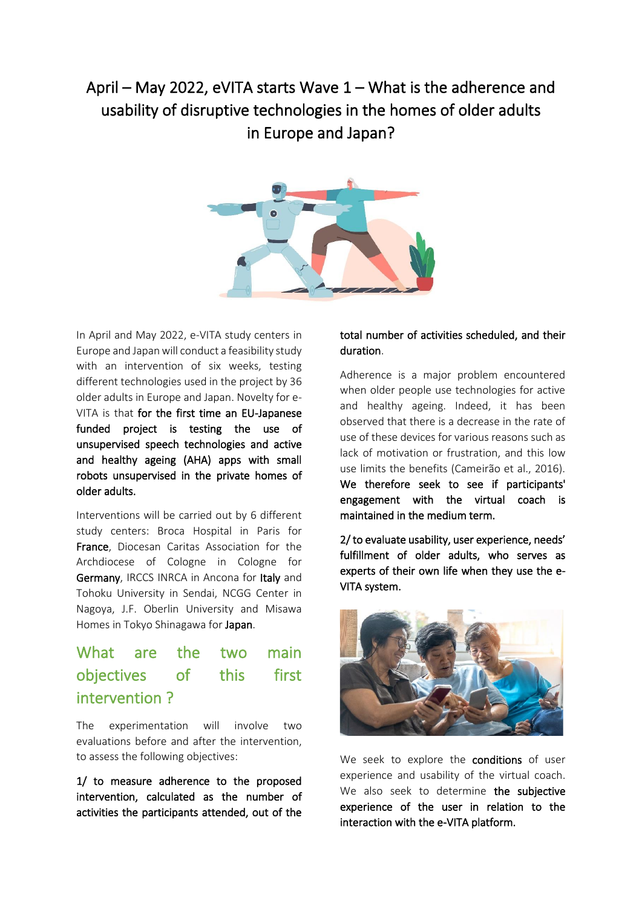# April – May 2022, eVITA starts Wave 1 – What is the adherence and usability of disruptive technologies in the homes of older adults in Europe and Japan?

In April and May 2022, e-VITA study centers in Europe and Japan will conduct a feasibility study with an intervention of six weeks, testing different technologies used in the project by 36 older adults in Europe and Japan. Novelty for e-VITA is that **for the first time an EU-Japanese funded project is testing the use of unsupervised speech technologies and active and healthy ageing (AHA) apps with small robots unsupervised in the private homes of older adults.**

Interventions will be carried out by 6 different study centers: Broca Hospital in Paris for **France**, Diocesan Caritas Association for the Archdiocese of Cologne in Cologne for **Germany**, IRCCS INRCA in Ancona for **Italy** and Tohoku University in Sendai, NCGG Center in Nagoya, J.F. Oberlin University and Misawa Homes in Tokyo Shinagawa for **Japan**.

## What are the two main objectives of this first intervention ?

The experimentation will involve two evaluations before and after the intervention, to assess the following objectives:

**1/ to measure adherence to the proposed intervention, calculated as the number of activities the participants attended, out of the total number of activities scheduled, and their duration.**

Adherence is a major problem encountered when older people use technologies for active and healthy ageing. Indeed, it has been observed that there is a decrease in the rate of use of these devices for various reasons such as lack of motivation or frustration, and this low use limits the benefits (Cameirão et al., 2016). **We therefore seek to see if participants' engagement with the virtual coach is maintained in the medium term.**

**2/ to evaluate usability, user experience, needs' fulfillment of older adults, who serves as experts of their own life when they use the e-VITA system.**

We seek to explore the **conditions** of user experience and usability of the virtual coach. We also seek to determine **the subjective experience of the user in relation to the interaction with the e-VITA platform.**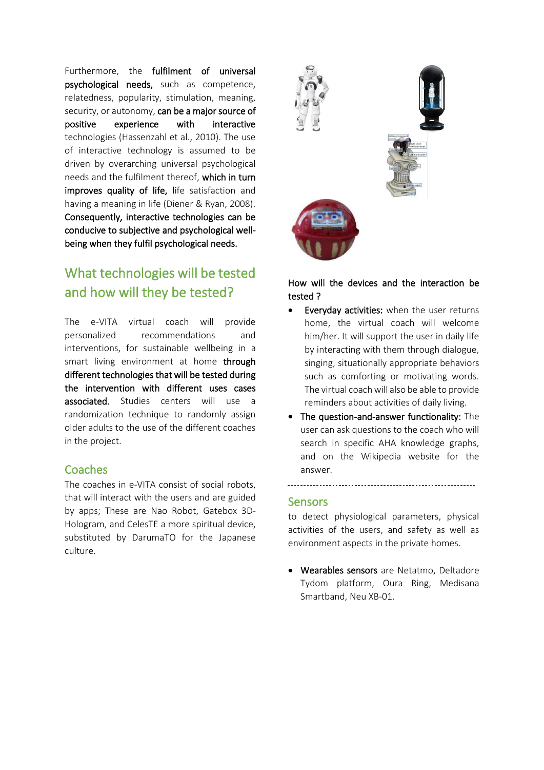Furthermore, the **fulfilment of universal psychological needs,** such as competence, relatedness, popularity, stimulation, meaning, security, or autonomy, **can be a major source of positive experience with interactive** technologies (Hassenzahl et al., 2010). The use of interactive technology is assumed to be driven by overarching universal psychological needs and the fulfilment thereof, **which in turn improves quality of life,** life satisfaction and having a meaning in life (Diener & Ryan, 2008). **Consequently, interactive technologies can be conducive to subjective and psychological well-being when they fulfil psychological needs.**

## What technologies will be tested and how will they be tested?

The e-VITA virtual coach will provide personalized recommendations and interventions, for sustainable wellbeing in a smart living environment at home **through different technologies that will be tested during the intervention with different uses cases associated.** Studies centers will use a randomization technique to randomly assign older adults to the use of the different coaches in the project.

### Coaches

The coaches in e-VITA consist of social robots, that will interact with the users and are guided by apps; These are Nao Robot, Gatebox 3D-Hologram, and CelesTE a more spiritual device, substituted by DarumaTO for the Japanese culture.

How will the devices and the interaction be tested ?

- **Everyday activities:** when the user returns home, the virtual coach will welcome him/her. It will support the user in daily life by interacting with them through dialogue, singing, situationally appropriate behaviors such as comforting or motivating words. The virtual coach will also be able to provide reminders about activities of daily living.
- **The question-and-answer functionality:** The user can ask questions to the coach who will search in specific AHA knowledge graphs, and on the Wikipedia website for the answer.

### Sensors

to detect physiological parameters, physical activities of the users, and safety as well as environment aspects in the private homes.

- **Wearables sensors** are Netatmo, Deltadore Tydom platform, Oura Ring, Medisana Smartband, Neu XB-01.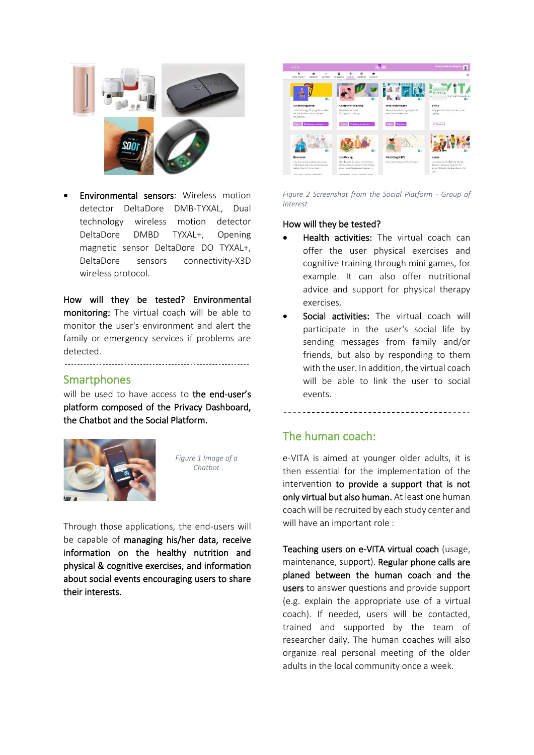- **Environmental sensors**: Wireless motion detector DeltaDore DMB-TYXAL, Dual technology wireless motion detector DeltaDore DMBD TYXAL+, Opening magnetic sensor DeltaDore DO TYXAL+, DeltaDore sensors connectivity-X3D wireless protocol.

**How will they be tested? Environmental monitoring:** The virtual coach will be able to monitor the user's environment and alert the family or emergency services if problems are detected.

---

## Smartphones

will be used to have access to **the end-user's platform composed of the Privacy Dashboard, the Chatbot and the Social Platform.**

*Figure 1 Image of a Chatbot*

Through those applications, the end-users will be capable of **managing his/her data, receive information on the healthy nutrition and physical & cognitive exercises, and information about social events encouraging users to share their interests.**

*Figure 2 Screenshot from the Social Platform - Group of Interest*

**How will they be tested?**

- **Health activities:** The virtual coach can offer the user physical exercises and cognitive training through mini games, for example. It can also offer nutritional advice and support for physical therapy exercises.
- **Social activities:** The virtual coach will participate in the user's social life by sending messages from family and/or friends, but also by responding to them with the user. In addition, the virtual coach will be able to link the user to social events.

---

## The human coach:

e-VITA is aimed at younger older adults, it is then essential for the implementation of the intervention **to provide a support that is not only virtual but also human.** At least one human coach will be recruited by each study center and will have an important role :

**Teaching users on e-VITA virtual coach** (usage, maintenance, support). **Regular phone calls are planed between the human coach and the users** to answer questions and provide support (e.g. explain the appropriate use of a virtual coach). If needed, users will be contacted, trained and supported by the team of researcher daily. The human coaches will also organize real personal meeting of the older adults in the local community once a week.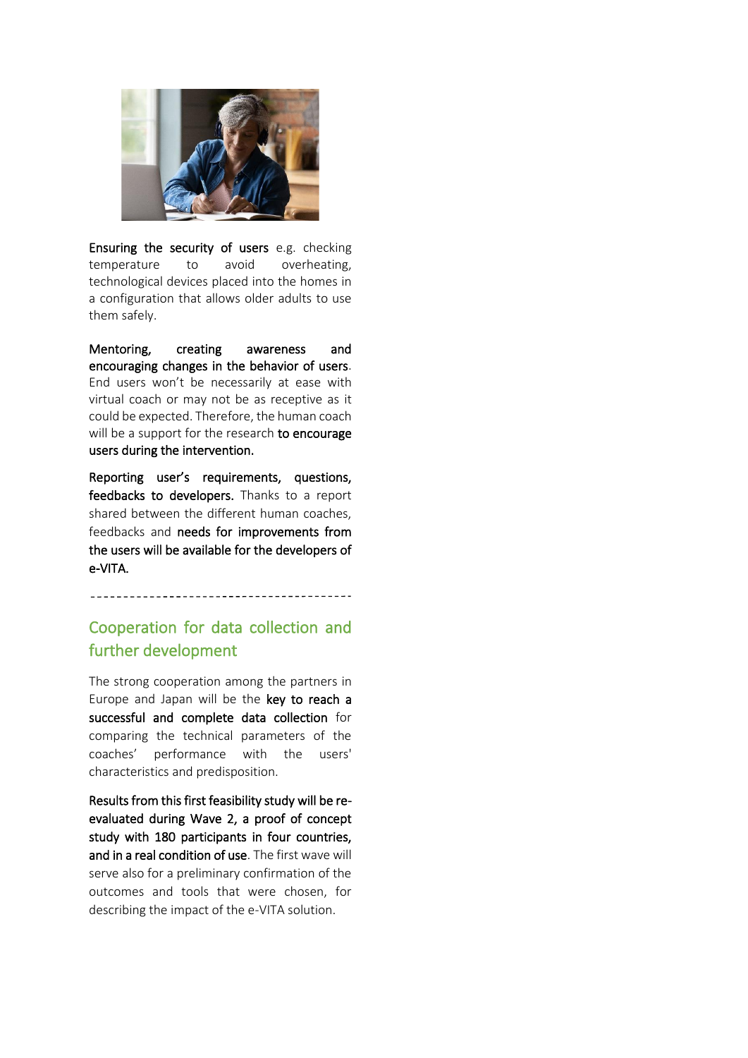**Ensuring the security of users** e.g. checking temperature to avoid overheating, technological devices placed into the homes in a configuration that allows older adults to use them safely.

**Mentoring, creating awareness and encouraging changes in the behavior of users**. End users won't be necessarily at ease with virtual coach or may not be as receptive as it could be expected. Therefore, the human coach will be a support for the research **to encourage users during the intervention.**

**Reporting user's requirements, questions, feedbacks to developers.** Thanks to a report shared between the different human coaches, feedbacks and **needs for improvements from the users will be available for the developers of e-VITA.**

---

## Cooperation for data collection and further development

The strong cooperation among the partners in Europe and Japan will be the **key to reach a successful and complete data collection** for comparing the technical parameters of the coaches' performance with the users' characteristics and predisposition.

**Results from this first feasibility study will be re-evaluated during Wave 2, a proof of concept study with 180 participants in four countries, and in a real condition of use**. The first wave will serve also for a preliminary confirmation of the outcomes and tools that were chosen, for describing the impact of the e-VITA solution.